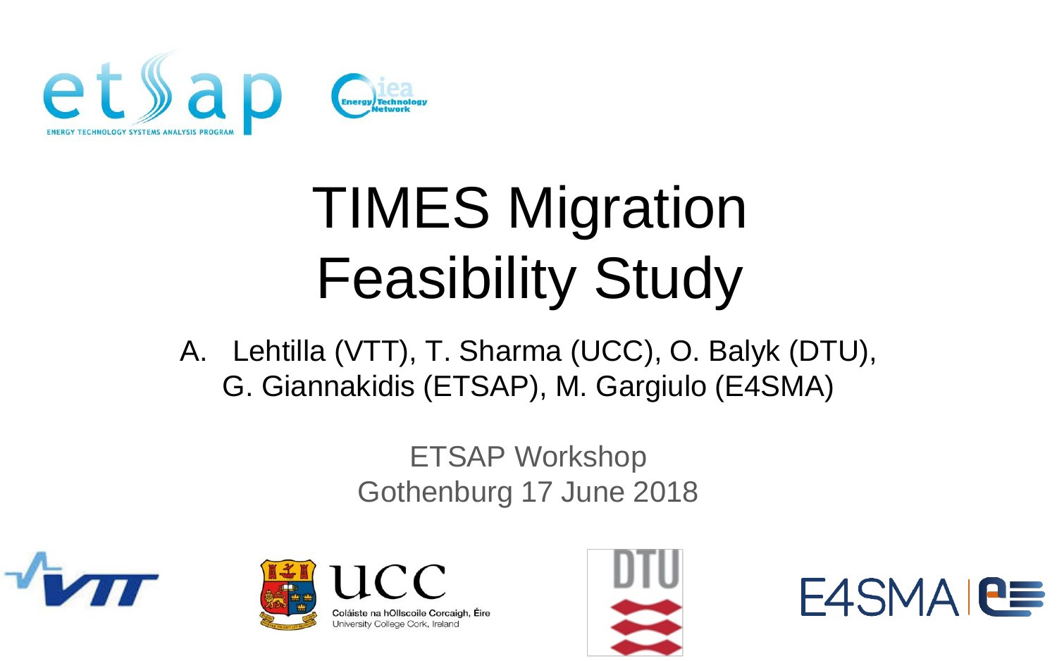# TIMES Migration Feasibility Study

A. Lehtilla (VTT), T. Sharma (UCC), O. Balyk (DTU), G. Giannakidis (ETSAP), M. Gargiulo (E4SMA)

ETSAP Workshop
Gothenburg 17 June 2018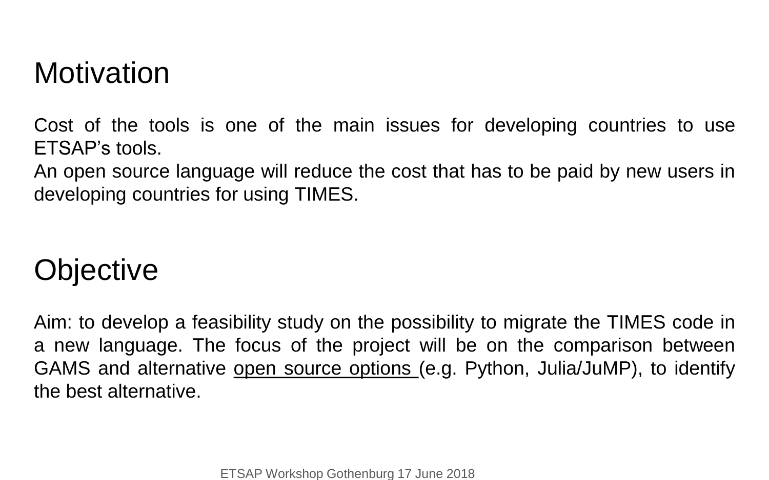## Motivation

Cost of the tools is one of the main issues for developing countries to use ETSAP's tools.
An open source language will reduce the cost that has to be paid by new users in developing countries for using TIMES.

## Objective

Aim: to develop a feasibility study on the possibility to migrate the TIMES code in a new language. The focus of the project will be on the comparison between GAMS and alternative open source options (e.g. Python, Julia/JuMP), to identify the best alternative.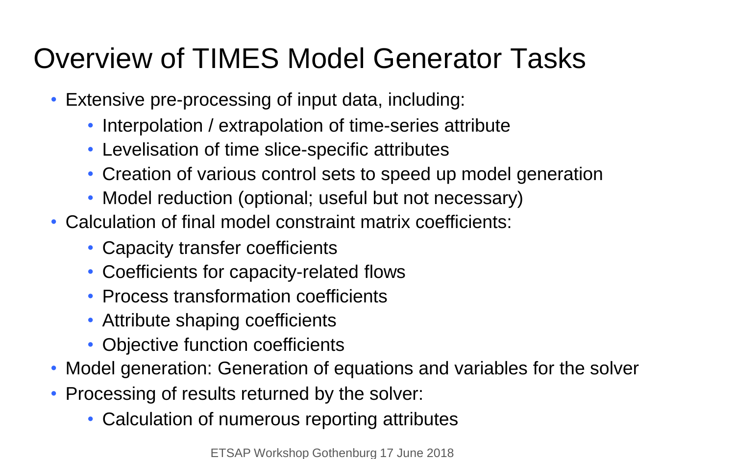# Overview of TIMES Model Generator Tasks

- Extensive pre-processing of input data, including:
  - Interpolation / extrapolation of time-series attribute
  - Levelisation of time slice-specific attributes
  - Creation of various control sets to speed up model generation
  - Model reduction (optional; useful but not necessary)
- Calculation of final model constraint matrix coefficients:
  - Capacity transfer coefficients
  - Coefficients for capacity-related flows
  - Process transformation coefficients
  - Attribute shaping coefficients
  - Objective function coefficients
- Model generation: Generation of equations and variables for the solver
- Processing of results returned by the solver:
  - Calculation of numerous reporting attributes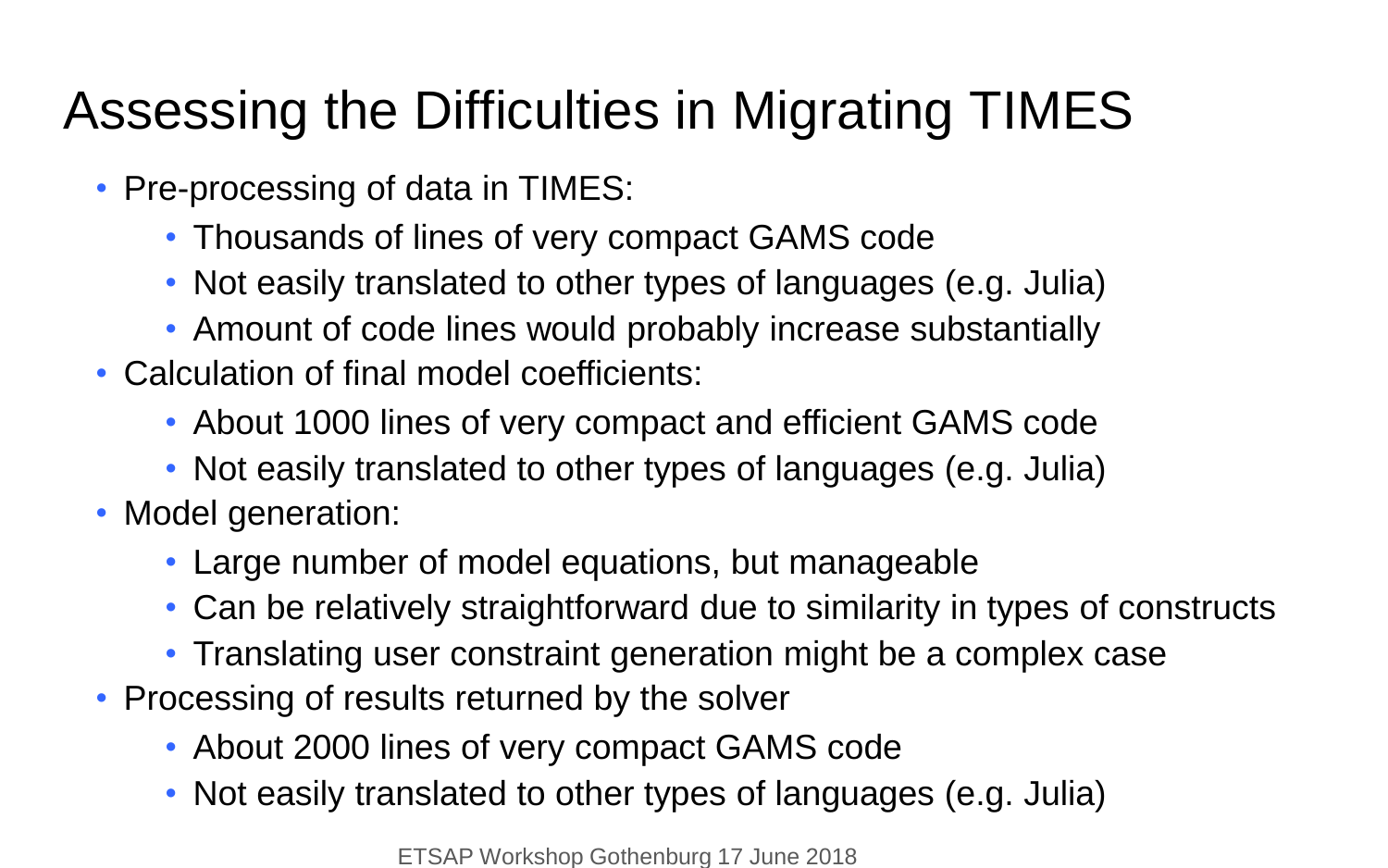# Assessing the Difficulties in Migrating TIMES

- Pre-processing of data in TIMES:
  - Thousands of lines of very compact GAMS code
  - Not easily translated to other types of languages (e.g. Julia)
  - Amount of code lines would probably increase substantially
- Calculation of final model coefficients:
  - About 1000 lines of very compact and efficient GAMS code
  - Not easily translated to other types of languages (e.g. Julia)
- Model generation:
  - Large number of model equations, but manageable
  - Can be relatively straightforward due to similarity in types of constructs
  - Translating user constraint generation might be a complex case
- Processing of results returned by the solver
  - About 2000 lines of very compact GAMS code
  - Not easily translated to other types of languages (e.g. Julia)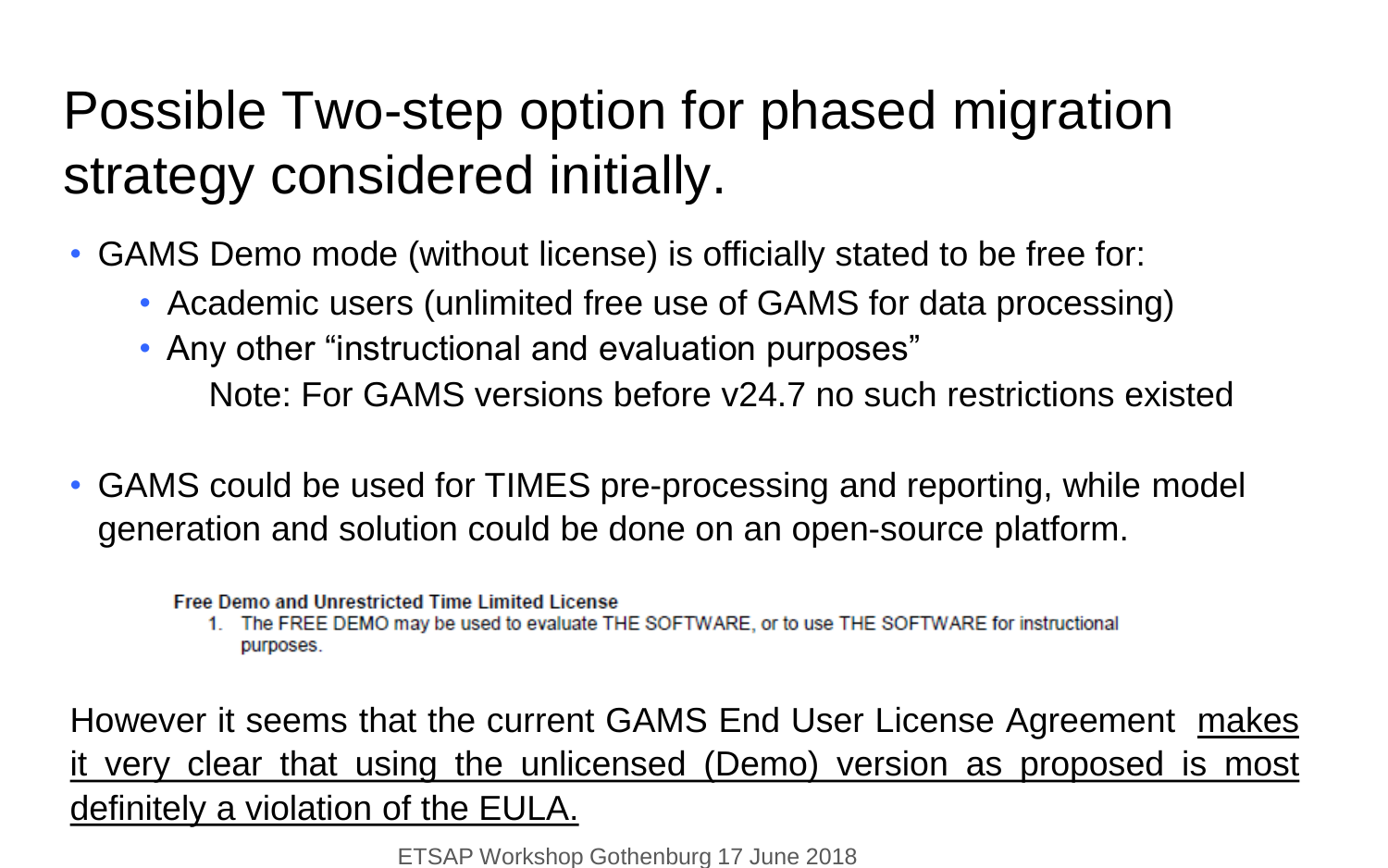# Possible Two-step option for phased migration strategy considered initially.

- GAMS Demo mode (without license) is officially stated to be free for:
  - Academic users (unlimited free use of GAMS for data processing)
  - Any other “instructional and evaluation purposes”

    Note: For GAMS versions before v24.7 no such restrictions existed

- GAMS could be used for TIMES pre-processing and reporting, while model generation and solution could be done on an open-source platform.

**Free Demo and Unrestricted Time Limited License**

1. The FREE DEMO may be used to evaluate THE SOFTWARE, or to use THE SOFTWARE for instructional purposes.

However it seems that the current GAMS End User License Agreement <u>makes it very clear that using the unlicensed (Demo) version as proposed is most definitely a violation of the EULA.</u>

ETSAP Workshop Gothenburg 17 June 2018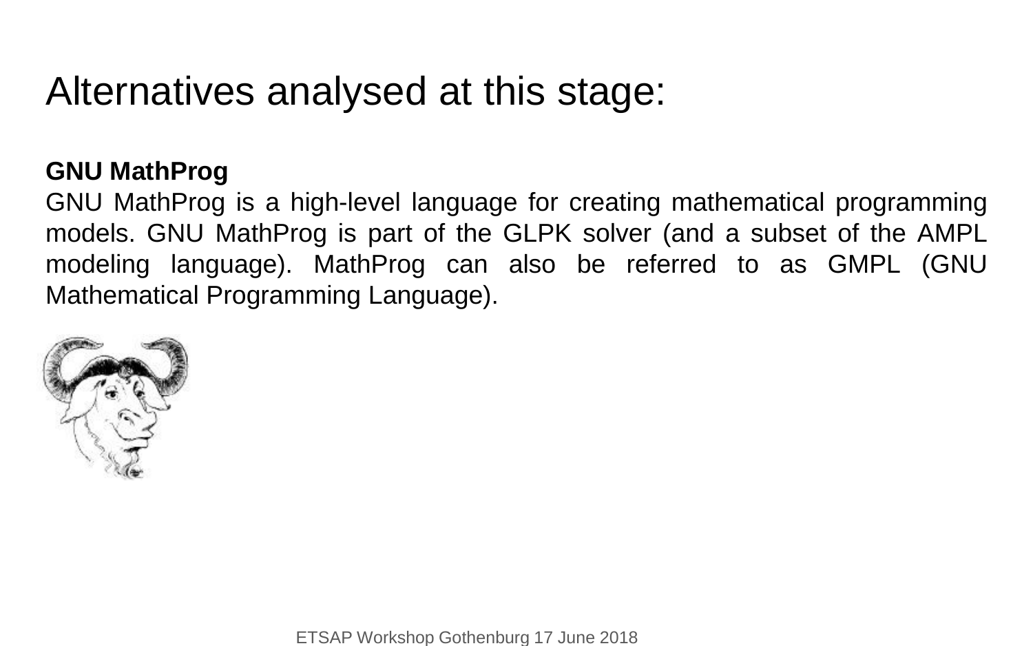# Alternatives analysed at this stage:

**GNU MathProg**

GNU MathProg is a high-level language for creating mathematical programming models. GNU MathProg is part of the GLPK solver (and a subset of the AMPL modeling language). MathProg can also be referred to as GMPL (GNU Mathematical Programming Language).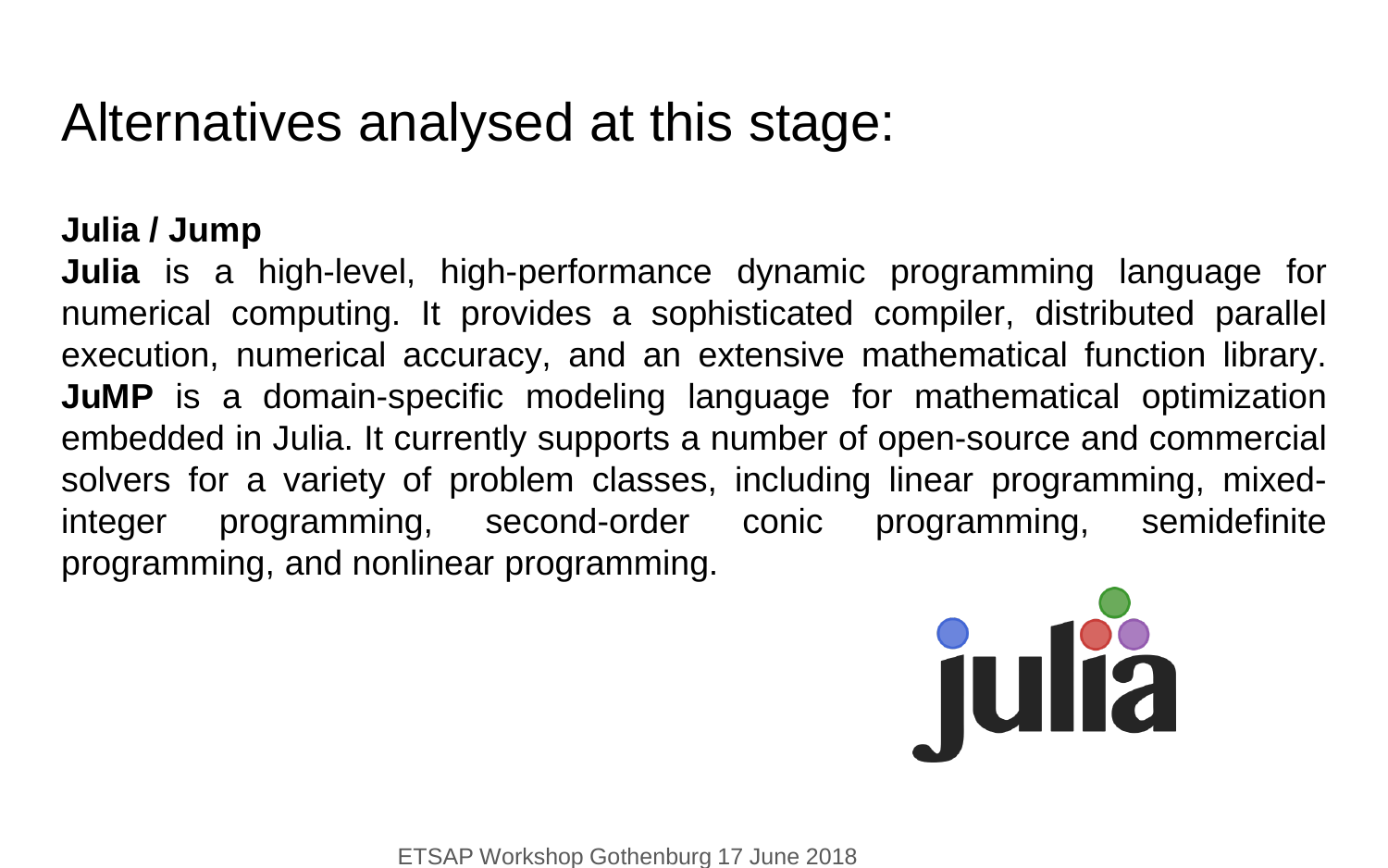# Alternatives analysed at this stage:

**Julia / Jump**

**Julia** is a high-level, high-performance dynamic programming language for numerical computing. It provides a sophisticated compiler, distributed parallel execution, numerical accuracy, and an extensive mathematical function library. **JuMP** is a domain-specific modeling language for mathematical optimization embedded in Julia. It currently supports a number of open-source and commercial solvers for a variety of problem classes, including linear programming, mixed-integer programming, second-order conic programming, semidefinite programming, and nonlinear programming.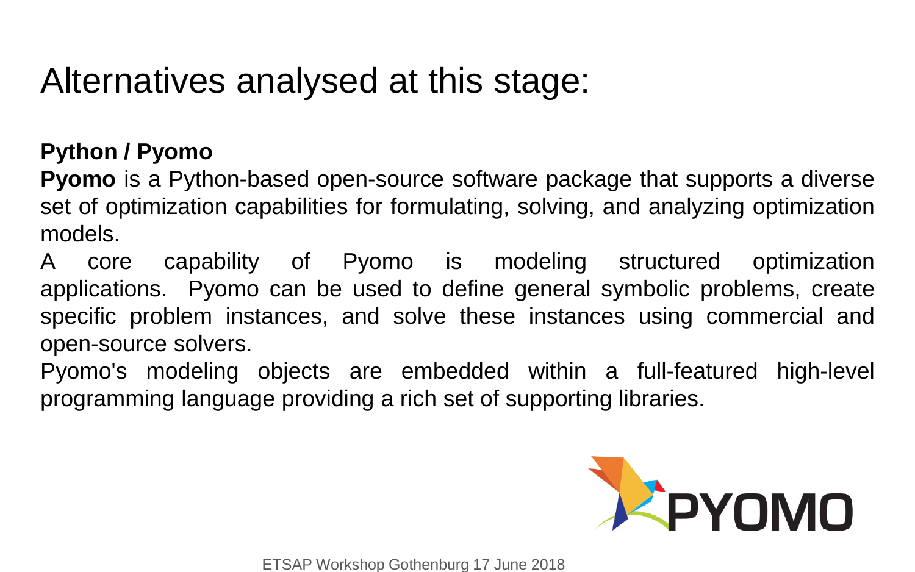# Alternatives analysed at this stage:

**Python / Pyomo**

**Pyomo** is a Python-based open-source software package that supports a diverse set of optimization capabilities for formulating, solving, and analyzing optimization models.

A core capability of Pyomo is modeling structured optimization applications. Pyomo can be used to define general symbolic problems, create specific problem instances, and solve these instances using commercial and open-source solvers.

Pyomo's modeling objects are embedded within a full-featured high-level programming language providing a rich set of supporting libraries.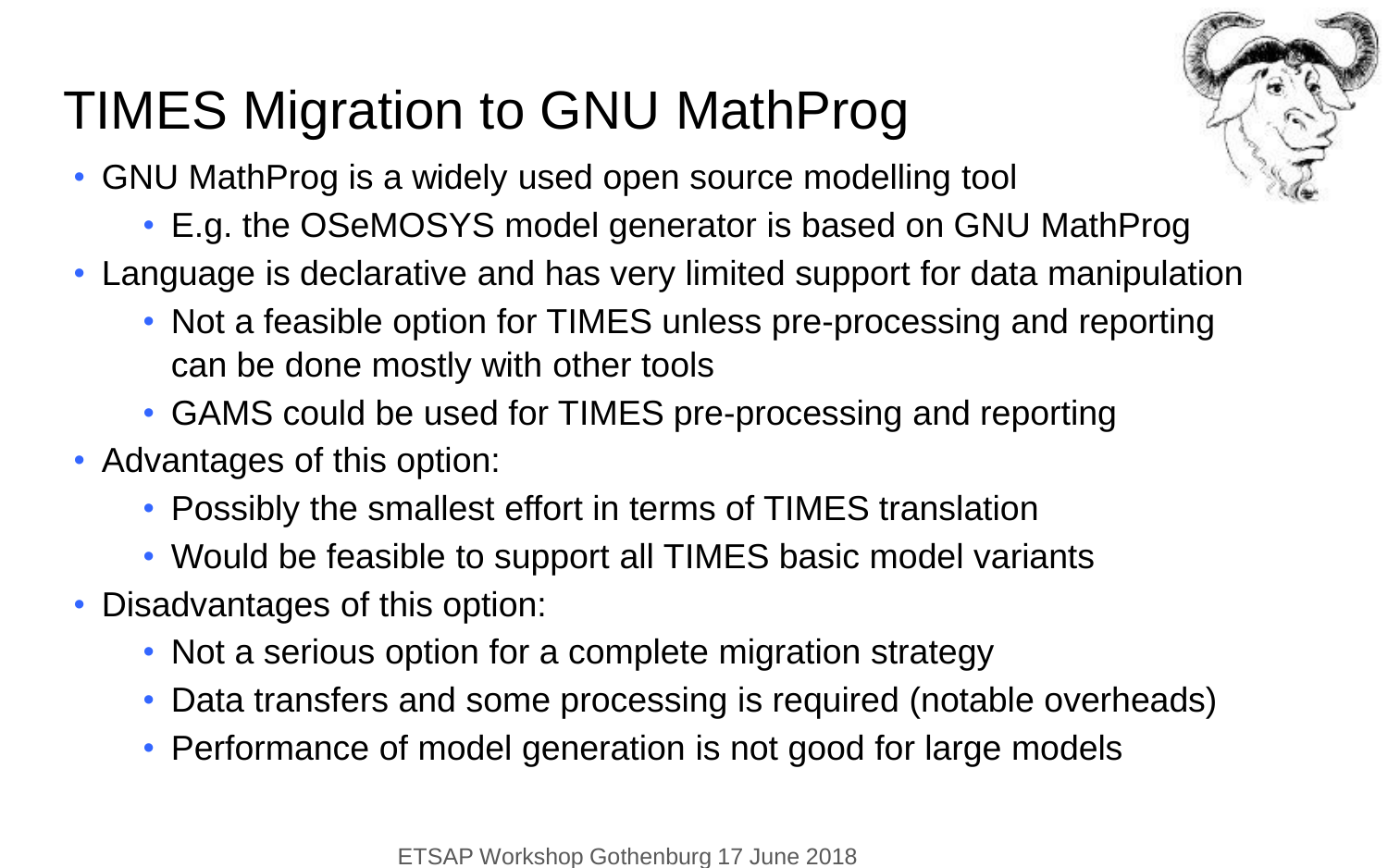# TIMES Migration to GNU MathProg

- GNU MathProg is a widely used open source modelling tool
  - E.g. the OSeMOSYS model generator is based on GNU MathProg
- Language is declarative and has very limited support for data manipulation
  - Not a feasible option for TIMES unless pre-processing and reporting can be done mostly with other tools
  - GAMS could be used for TIMES pre-processing and reporting
- Advantages of this option:
  - Possibly the smallest effort in terms of TIMES translation
  - Would be feasible to support all TIMES basic model variants
- Disadvantages of this option:
  - Not a serious option for a complete migration strategy
  - Data transfers and some processing is required (notable overheads)
  - Performance of model generation is not good for large models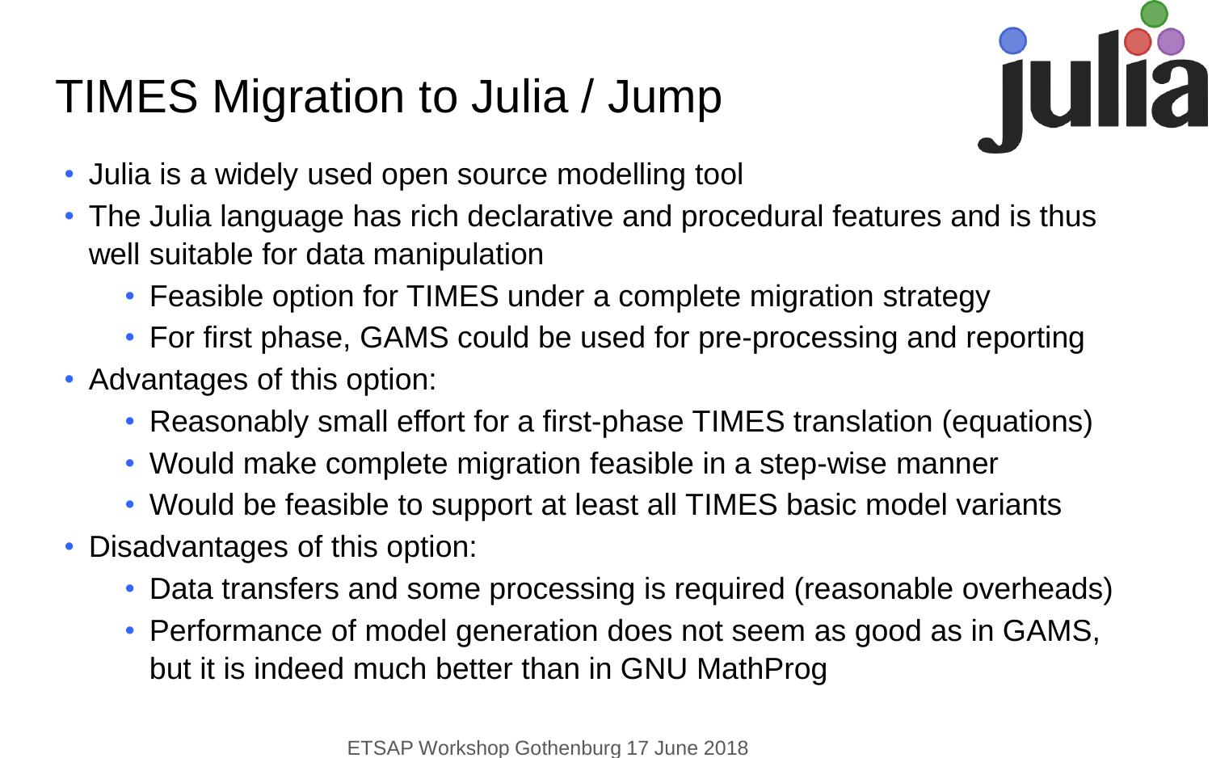# TIMES Migration to Julia / Jump

- Julia is a widely used open source modelling tool
- The Julia language has rich declarative and procedural features and is thus well suitable for data manipulation
  - Feasible option for TIMES under a complete migration strategy
  - For first phase, GAMS could be used for pre-processing and reporting
- Advantages of this option:
  - Reasonably small effort for a first-phase TIMES translation (equations)
  - Would make complete migration feasible in a step-wise manner
  - Would be feasible to support at least all TIMES basic model variants
- Disadvantages of this option:
  - Data transfers and some processing is required (reasonable overheads)
  - Performance of model generation does not seem as good as in GAMS, but it is indeed much better than in GNU MathProg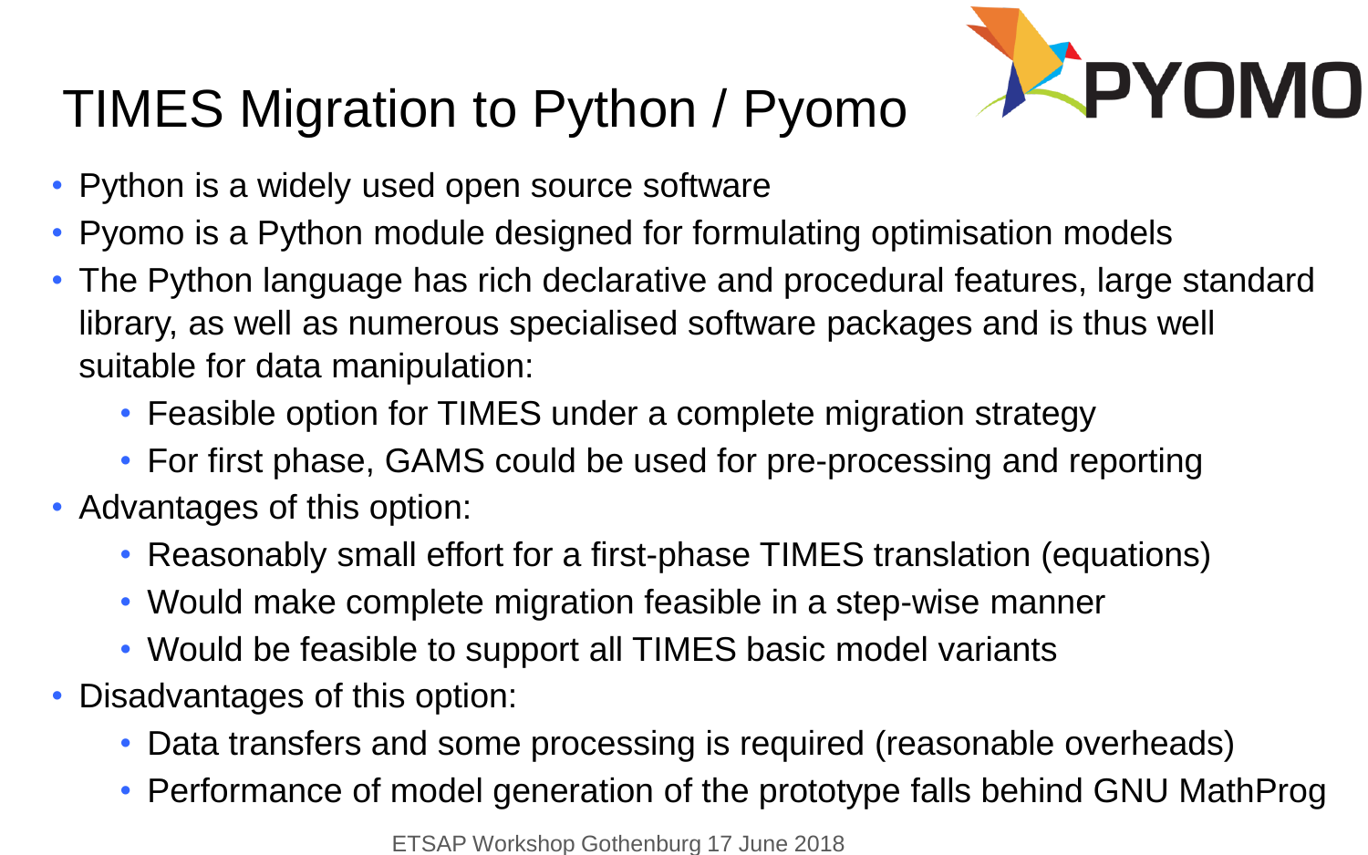# TIMES Migration to Python / Pyomo

- Python is a widely used open source software
- Pyomo is a Python module designed for formulating optimisation models
- The Python language has rich declarative and procedural features, large standard library, as well as numerous specialised software packages and is thus well suitable for data manipulation:
  - Feasible option for TIMES under a complete migration strategy
  - For first phase, GAMS could be used for pre-processing and reporting
- Advantages of this option:
  - Reasonably small effort for a first-phase TIMES translation (equations)
  - Would make complete migration feasible in a step-wise manner
  - Would be feasible to support all TIMES basic model variants
- Disadvantages of this option:
  - Data transfers and some processing is required (reasonable overheads)
  - Performance of model generation of the prototype falls behind GNU MathProg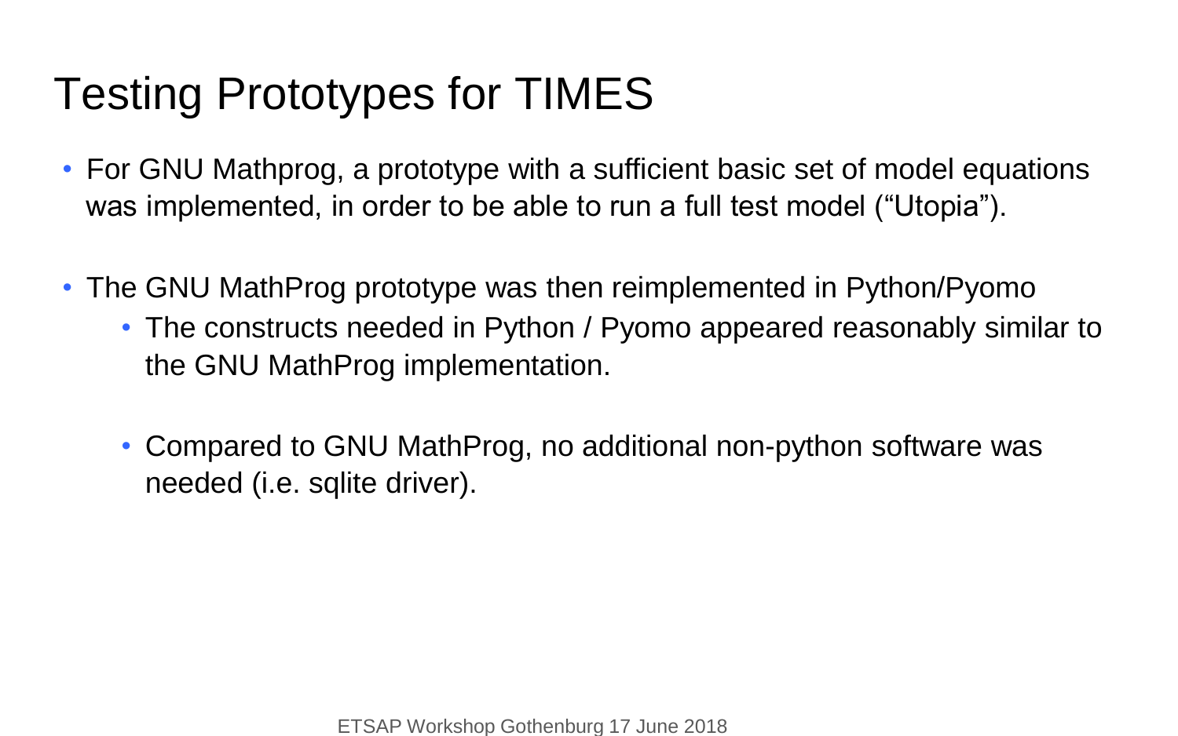# Testing Prototypes for TIMES

- For GNU Mathprog, a prototype with a sufficient basic set of model equations was implemented, in order to be able to run a full test model (“Utopia”).

- The GNU MathProg prototype was then reimplemented in Python/Pyomo
  - The constructs needed in Python / Pyomo appeared reasonably similar to the GNU MathProg implementation.

  - Compared to GNU MathProg, no additional non-python software was needed (i.e. sqlite driver).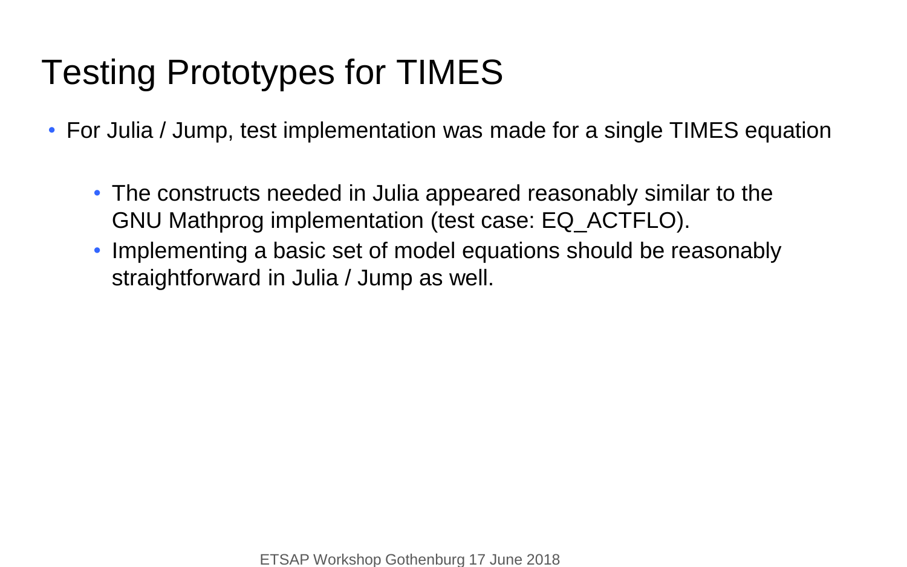# Testing Prototypes for TIMES

- For Julia / Jump, test implementation was made for a single TIMES equation
  - The constructs needed in Julia appeared reasonably similar to the GNU Mathprog implementation (test case: EQ_ACTFLO).
  - Implementing a basic set of model equations should be reasonably straightforward in Julia / Jump as well.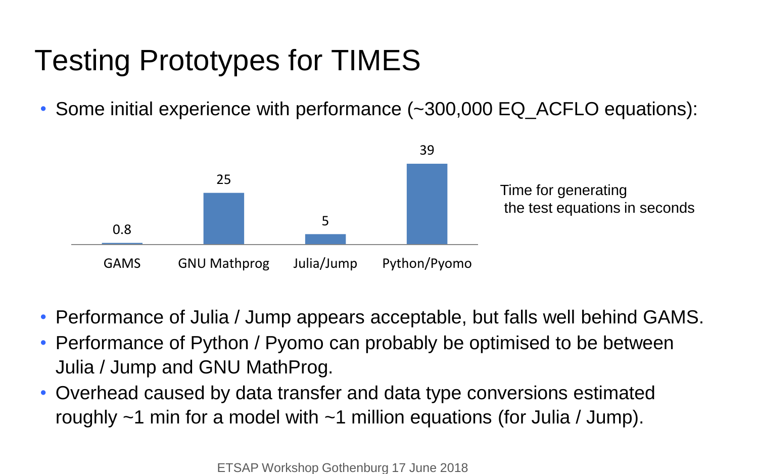# Testing Prototypes for TIMES

- Some initial experience with performance (~300,000 EQ_ACFLO equations):

| | GAMS | GNU Mathprog | Julia/Jump | Python/Pyomo |
|---|---|---|---|---|
| Time for generating the test equations in seconds | 0.8 | 25 | 5 | 39 |

- Performance of Julia / Jump appears acceptable, but falls well behind GAMS.
- Performance of Python / Pyomo can probably be optimised to be between Julia / Jump and GNU MathProg.
- Overhead caused by data transfer and data type conversions estimated roughly ~1 min for a model with ~1 million equations (for Julia / Jump).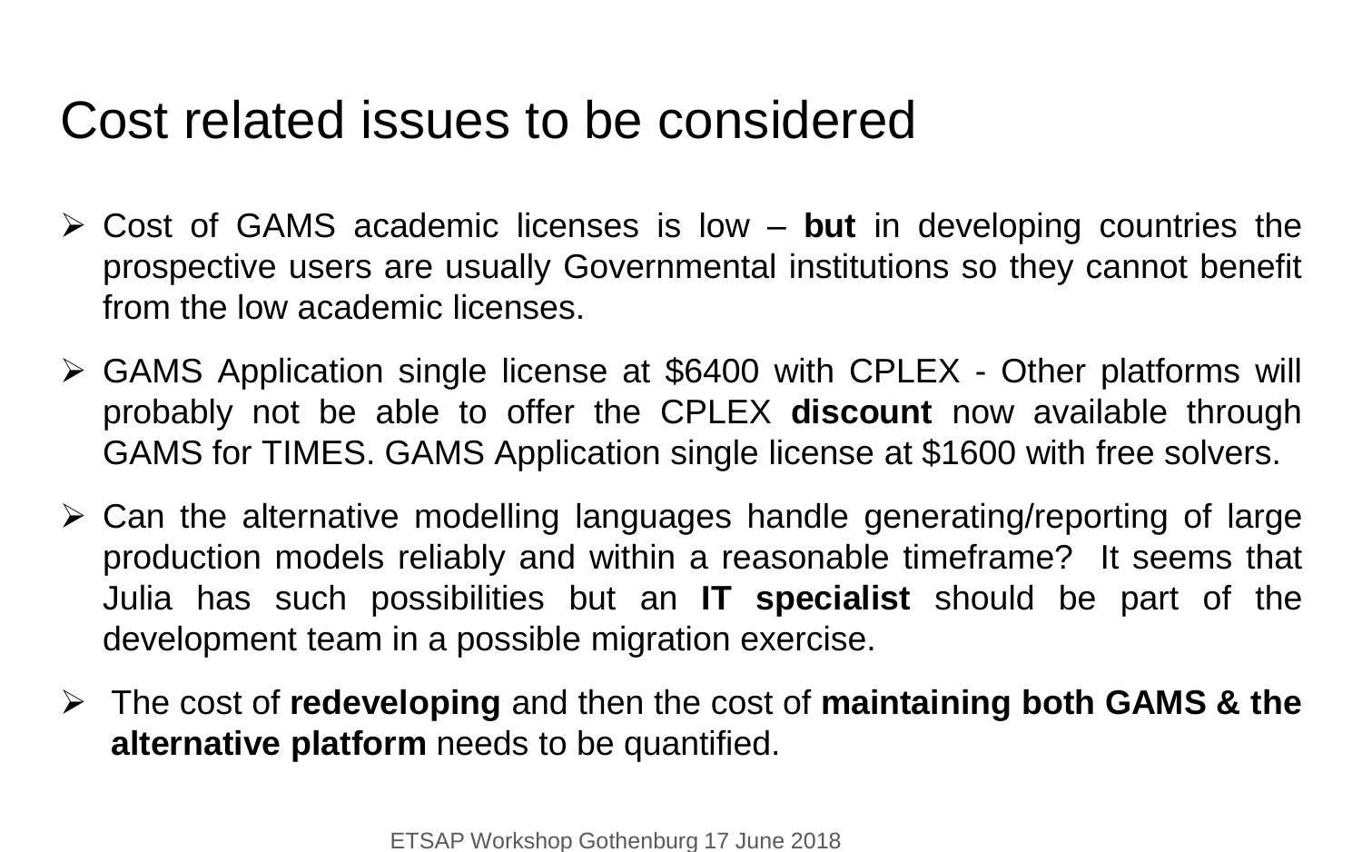# Cost related issues to be considered

- Cost of GAMS academic licenses is low – **but** in developing countries the prospective users are usually Governmental institutions so they cannot benefit from the low academic licenses.
- GAMS Application single license at $6400 with CPLEX - Other platforms will probably not be able to offer the CPLEX **discount** now available through GAMS for TIMES. GAMS Application single license at $1600 with free solvers.
- Can the alternative modelling languages handle generating/reporting of large production models reliably and within a reasonable timeframe? It seems that Julia has such possibilities but an **IT specialist** should be part of the development team in a possible migration exercise.
- The cost of **redeveloping** and then the cost of **maintaining both GAMS & the alternative platform** needs to be quantified.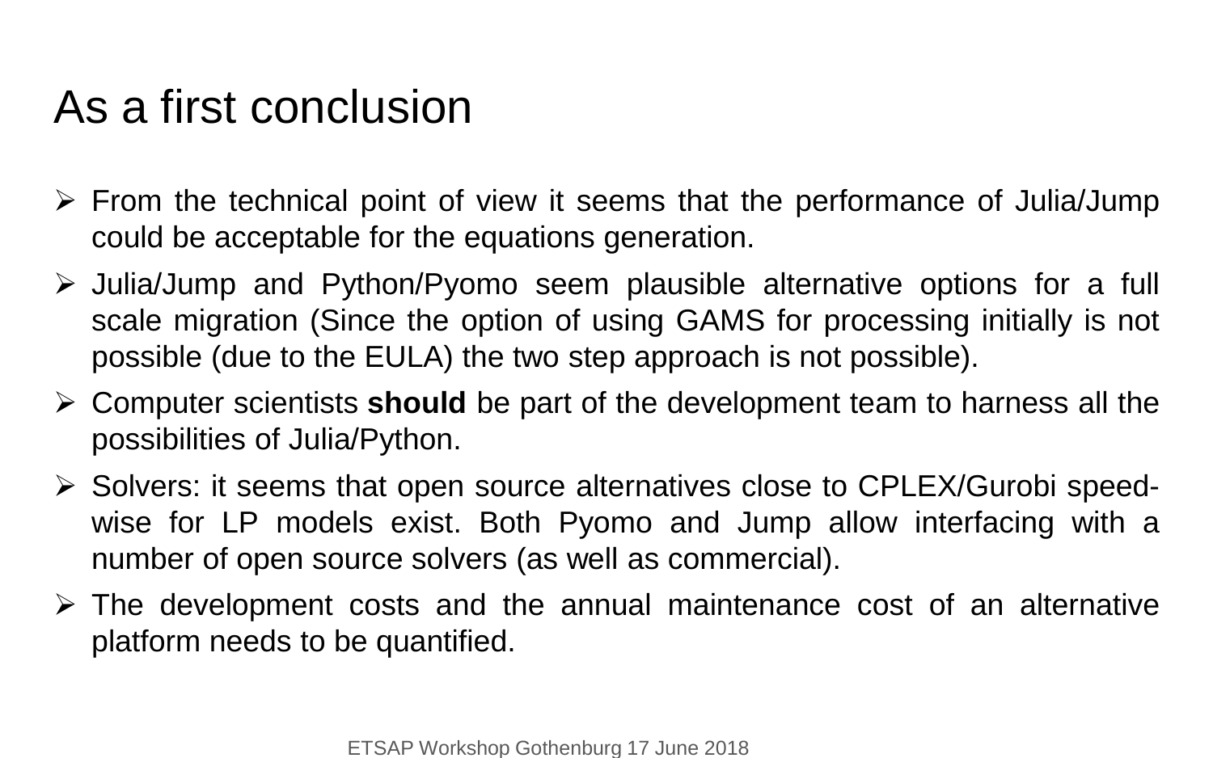# As a first conclusion

- From the technical point of view it seems that the performance of Julia/Jump could be acceptable for the equations generation.
- Julia/Jump and Python/Pyomo seem plausible alternative options for a full scale migration (Since the option of using GAMS for processing initially is not possible (due to the EULA) the two step approach is not possible).
- Computer scientists **should** be part of the development team to harness all the possibilities of Julia/Python.
- Solvers: it seems that open source alternatives close to CPLEX/Gurobi speed-wise for LP models exist. Both Pyomo and Jump allow interfacing with a number of open source solvers (as well as commercial).
- The development costs and the annual maintenance cost of an alternative platform needs to be quantified.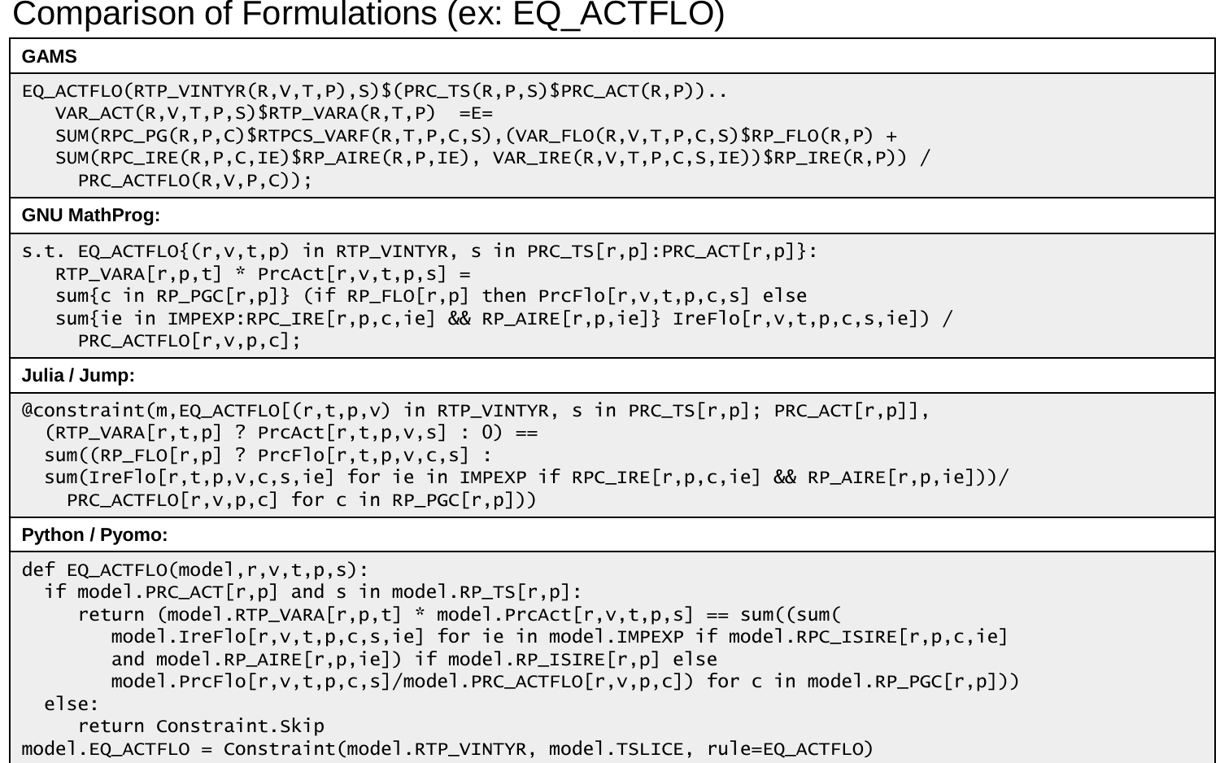# Comparison of Formulations (ex: EQ_ACTFLO)

**GAMS**

```
EQ_ACTFLO(RTP_VINTYR(R,V,T,P),S)$(PRC_TS(R,P,S)$PRC_ACT(R,P))..
   VAR_ACT(R,V,T,P,S)$RTP_VARA(R,T,P)  =E=
   SUM(RPC_PG(R,P,C)$RTPCS_VARF(R,T,P,C,S),(VAR_FLO(R,V,T,P,C,S)$RP_FLO(R,P) +
   SUM(RPC_IRE(R,P,C,IE)$RP_AIRE(R,P,IE), VAR_IRE(R,V,T,P,C,S,IE))$RP_IRE(R,P)) /
     PRC_ACTFLO(R,V,P,C));
```

**GNU MathProg:**

```
s.t. EQ_ACTFLO{(r,v,t,p) in RTP_VINTYR, s in PRC_TS[r,p]:PRC_ACT[r,p]}:
   RTP_VARA[r,p,t] * PrcAct[r,v,t,p,s] =
   sum{c in RP_PGC[r,p]} (if RP_FLO[r,p] then PrcFlo[r,v,t,p,c,s] else
   sum{ie in IMPEXP:RPC_IRE[r,p,c,ie] && RP_AIRE[r,p,ie]} IreFlo[r,v,t,p,c,s,ie]) /
     PRC_ACTFLO[r,v,p,c];
```

**Julia / Jump:**

```
@constraint(m,EQ_ACTFLO[(r,t,p,v) in RTP_VINTYR, s in PRC_TS[r,p]; PRC_ACT[r,p]],
  (RTP_VARA[r,t,p] ? PrcAct[r,t,p,v,s] : 0) ==
  sum((RP_FLO[r,p] ? PrcFlo[r,t,p,v,c,s] :
  sum(IreFlo[r,t,p,v,c,s,ie] for ie in IMPEXP if RPC_IRE[r,p,c,ie] && RP_AIRE[r,p,ie]))/
    PRC_ACTFLO[r,v,p,c] for c in RP_PGC[r,p]))
```

**Python / Pyomo:**

```
def EQ_ACTFLO(model,r,v,t,p,s):
  if model.PRC_ACT[r,p] and s in model.RP_TS[r,p]:
     return (model.RTP_VARA[r,p,t] * model.PrcAct[r,v,t,p,s] == sum((sum(
        model.IreFlo[r,v,t,p,c,s,ie] for ie in model.IMPEXP if model.RPC_ISIRE[r,p,c,ie]
        and model.RP_AIRE[r,p,ie]) if model.RP_ISIRE[r,p] else
        model.PrcFlo[r,v,t,p,c,s]/model.PRC_ACTFLO[r,v,p,c]) for c in model.RP_PGC[r,p]))
  else:
     return Constraint.Skip
model.EQ_ACTFLO = Constraint(model.RTP_VINTYR, model.TSLICE, rule=EQ_ACTFLO)
```